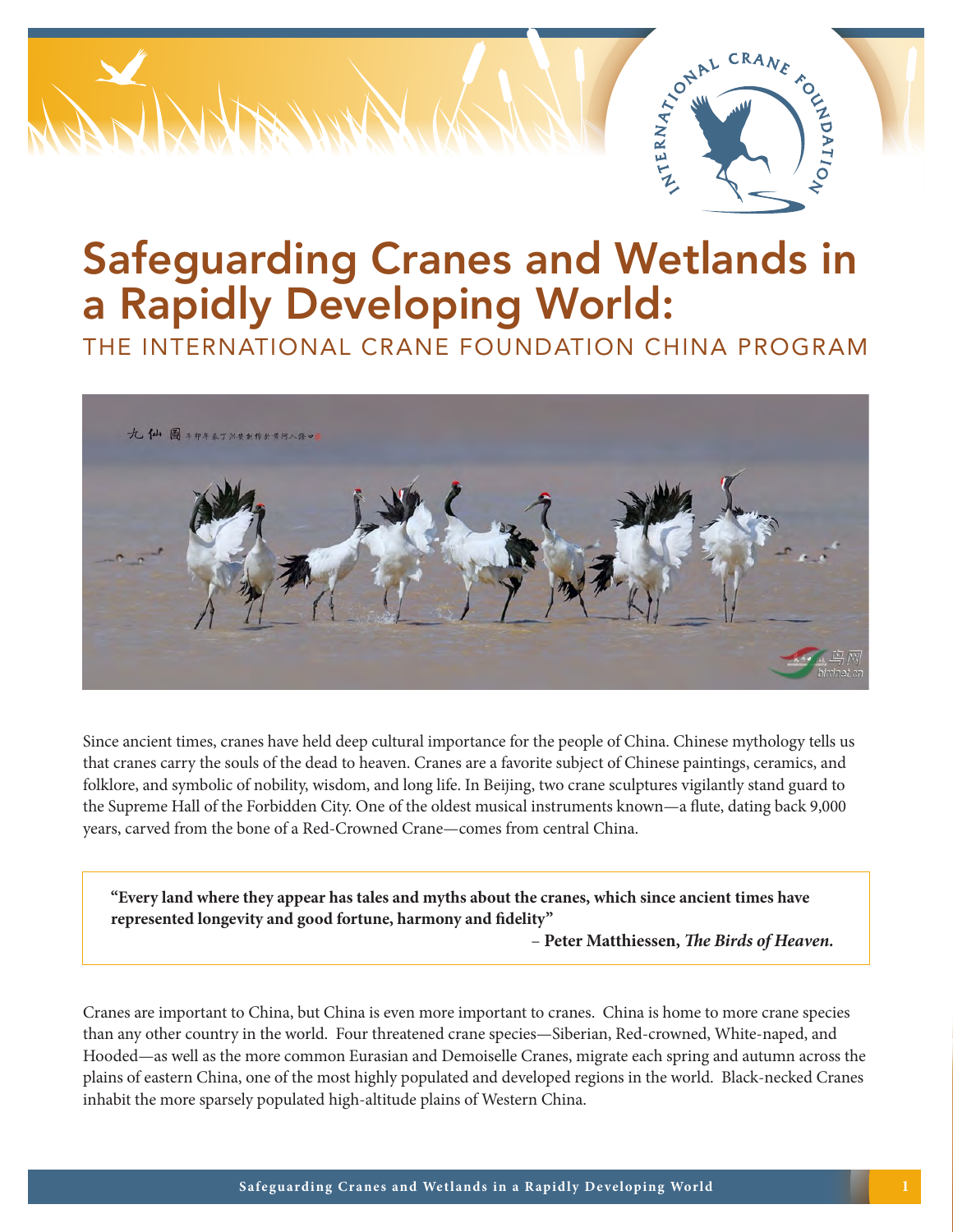# Safeguarding Cranes and Wetlands in a Rapidly Developing World:

## THE INTERNATIONAL CRANE FOUNDATION CHINA PROGRAM

Since ancient times, cranes have held deep cultural importance for the people of China. Chinese mythology tells us that cranes carry the souls of the dead to heaven. Cranes are a favorite subject of Chinese paintings, ceramics, and folklore, and symbolic of nobility, wisdom, and long life. In Beijing, two crane sculptures vigilantly stand guard to the Supreme Hall of the Forbidden City. One of the oldest musical instruments known—a flute, dating back 9,000 years, carved from the bone of a Red-Crowned Crane—comes from central China.

> **"Every land where they appear has tales and myths about the cranes, which since ancient times have represented longevity and good fortune, harmony and fidelity"**
>
> **– Peter Matthiessen, *The Birds of Heaven*.**

Cranes are important to China, but China is even more important to cranes. China is home to more crane species than any other country in the world. Four threatened crane species—Siberian, Red-crowned, White-naped, and Hooded—as well as the more common Eurasian and Demoiselle Cranes, migrate each spring and autumn across the plains of eastern China, one of the most highly populated and developed regions in the world. Black-necked Cranes inhabit the more sparsely populated high-altitude plains of Western China.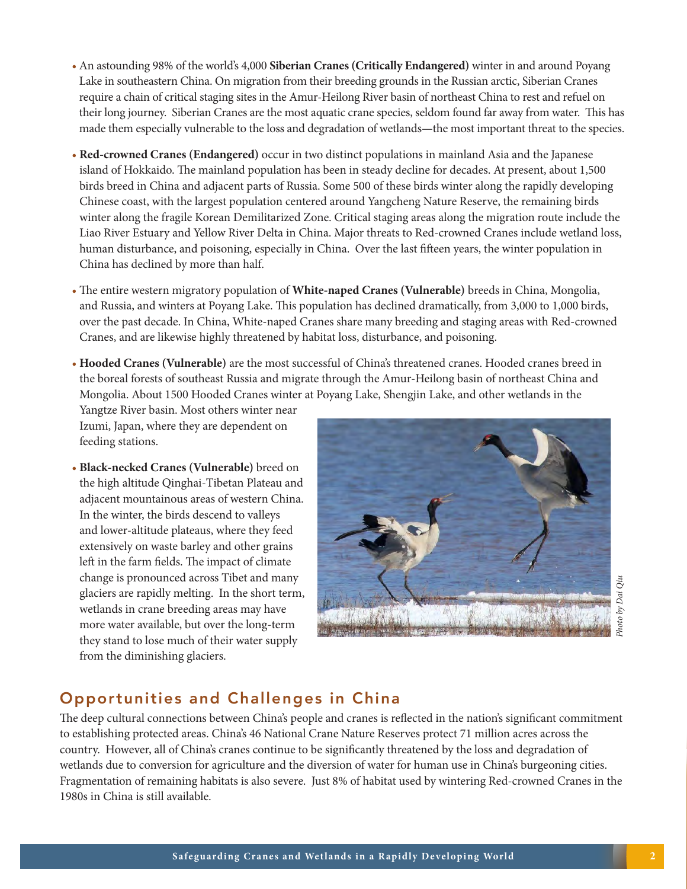- An astounding 98% of the world's 4,000 **Siberian Cranes (Critically Endangered)** winter in and around Poyang Lake in southeastern China. On migration from their breeding grounds in the Russian arctic, Siberian Cranes require a chain of critical staging sites in the Amur-Heilong River basin of northeast China to rest and refuel on their long journey. Siberian Cranes are the most aquatic crane species, seldom found far away from water. This has made them especially vulnerable to the loss and degradation of wetlands—the most important threat to the species.

- **Red-crowned Cranes (Endangered)** occur in two distinct populations in mainland Asia and the Japanese island of Hokkaido. The mainland population has been in steady decline for decades. At present, about 1,500 birds breed in China and adjacent parts of Russia. Some 500 of these birds winter along the rapidly developing Chinese coast, with the largest population centered around Yangcheng Nature Reserve, the remaining birds winter along the fragile Korean Demilitarized Zone. Critical staging areas along the migration route include the Liao River Estuary and Yellow River Delta in China. Major threats to Red-crowned Cranes include wetland loss, human disturbance, and poisoning, especially in China. Over the last fifteen years, the winter population in China has declined by more than half.

- The entire western migratory population of **White-naped Cranes (Vulnerable)** breeds in China, Mongolia, and Russia, and winters at Poyang Lake. This population has declined dramatically, from 3,000 to 1,000 birds, over the past decade. In China, White-naped Cranes share many breeding and staging areas with Red-crowned Cranes, and are likewise highly threatened by habitat loss, disturbance, and poisoning.

- **Hooded Cranes (Vulnerable)** are the most successful of China's threatened cranes. Hooded cranes breed in the boreal forests of southeast Russia and migrate through the Amur-Heilong basin of northeast China and Mongolia. About 1500 Hooded Cranes winter at Poyang Lake, Shengjin Lake, and other wetlands in the Yangtze River basin. Most others winter near Izumi, Japan, where they are dependent on feeding stations.

- **Black-necked Cranes (Vulnerable)** breed on the high altitude Qinghai-Tibetan Plateau and adjacent mountainous areas of western China. In the winter, the birds descend to valleys and lower-altitude plateaus, where they feed extensively on waste barley and other grains left in the farm fields. The impact of climate change is pronounced across Tibet and many glaciers are rapidly melting. In the short term, wetlands in crane breeding areas may have more water available, but over the long-term they stand to lose much of their water supply from the diminishing glaciers.

*Photo by Dai Qiu*

## Opportunities and Challenges in China

The deep cultural connections between China's people and cranes is reflected in the nation's significant commitment to establishing protected areas. China's 46 National Crane Nature Reserves protect 71 million acres across the country. However, all of China's cranes continue to be significantly threatened by the loss and degradation of wetlands due to conversion for agriculture and the diversion of water for human use in China's burgeoning cities. Fragmentation of remaining habitats is also severe. Just 8% of habitat used by wintering Red-crowned Cranes in the 1980s in China is still available.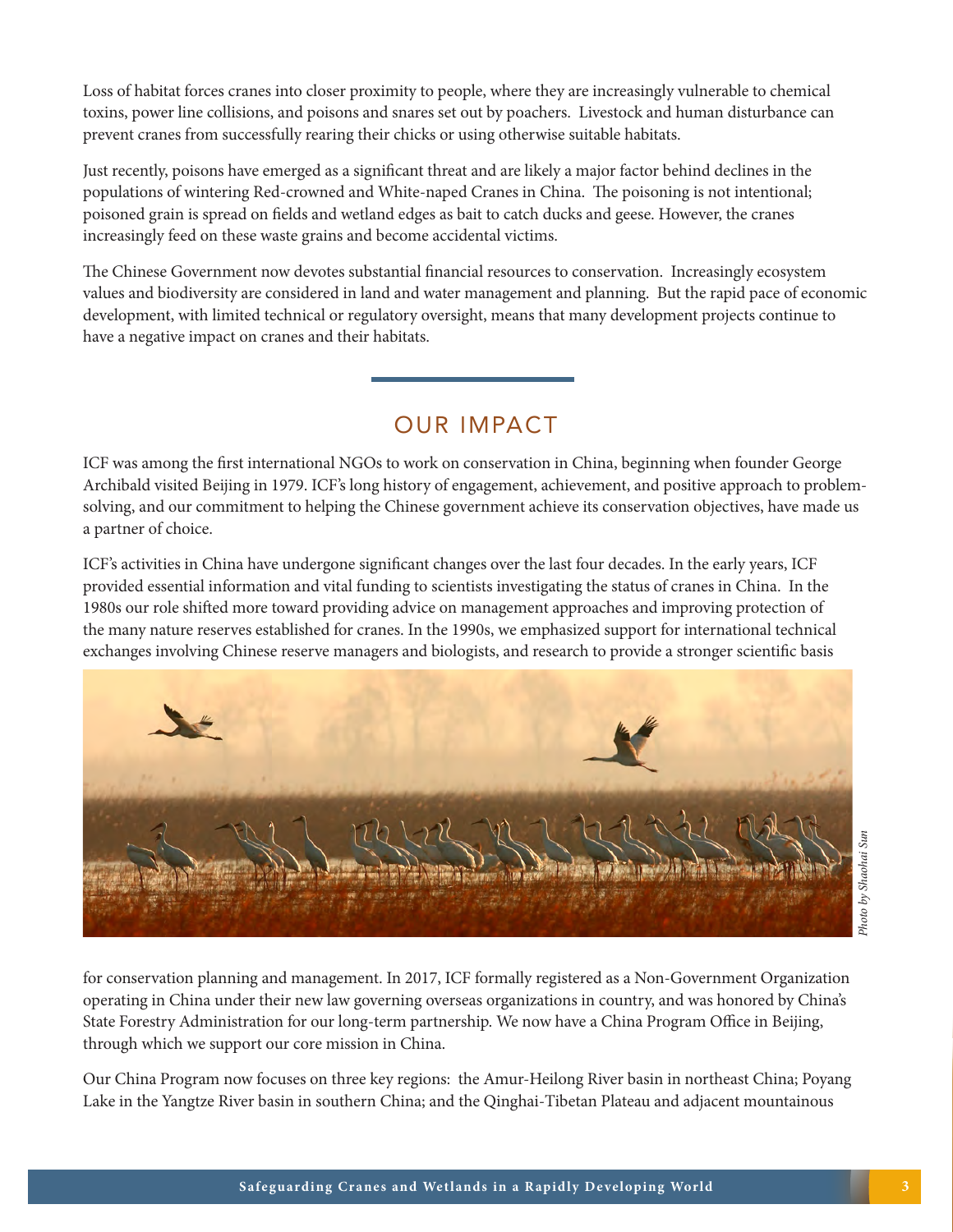Loss of habitat forces cranes into closer proximity to people, where they are increasingly vulnerable to chemical toxins, power line collisions, and poisons and snares set out by poachers. Livestock and human disturbance can prevent cranes from successfully rearing their chicks or using otherwise suitable habitats.

Just recently, poisons have emerged as a significant threat and are likely a major factor behind declines in the populations of wintering Red-crowned and White-naped Cranes in China. The poisoning is not intentional; poisoned grain is spread on fields and wetland edges as bait to catch ducks and geese. However, the cranes increasingly feed on these waste grains and become accidental victims.

The Chinese Government now devotes substantial financial resources to conservation. Increasingly ecosystem values and biodiversity are considered in land and water management and planning. But the rapid pace of economic development, with limited technical or regulatory oversight, means that many development projects continue to have a negative impact on cranes and their habitats.

## OUR IMPACT

ICF was among the first international NGOs to work on conservation in China, beginning when founder George Archibald visited Beijing in 1979. ICF's long history of engagement, achievement, and positive approach to problem-solving, and our commitment to helping the Chinese government achieve its conservation objectives, have made us a partner of choice.

ICF's activities in China have undergone significant changes over the last four decades. In the early years, ICF provided essential information and vital funding to scientists investigating the status of cranes in China. In the 1980s our role shifted more toward providing advice on management approaches and improving protection of the many nature reserves established for cranes. In the 1990s, we emphasized support for international technical exchanges involving Chinese reserve managers and biologists, and research to provide a stronger scientific basis for conservation planning and management. In 2017, ICF formally registered as a Non-Government Organization operating in China under their new law governing overseas organizations in country, and was honored by China's State Forestry Administration for our long-term partnership. We now have a China Program Office in Beijing, through which we support our core mission in China.

*Photo by Shaohai Sun*

Our China Program now focuses on three key regions: the Amur-Heilong River basin in northeast China; Poyang Lake in the Yangtze River basin in southern China; and the Qinghai-Tibetan Plateau and adjacent mountainous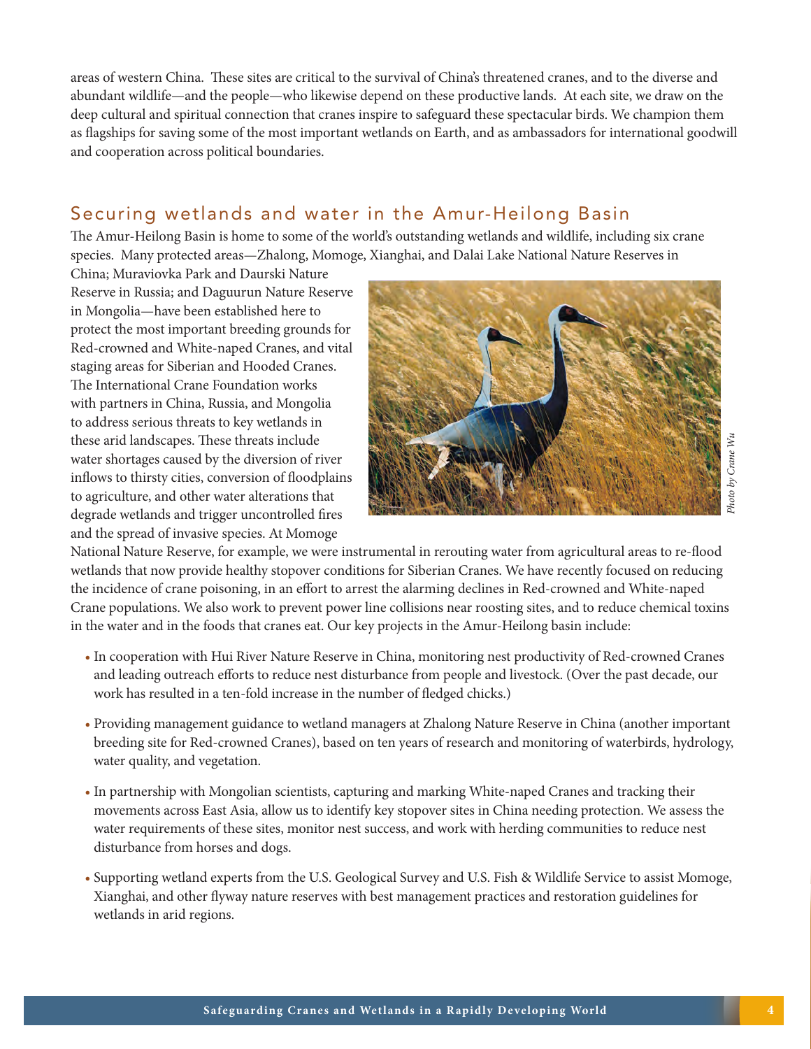areas of western China. These sites are critical to the survival of China's threatened cranes, and to the diverse and abundant wildlife—and the people—who likewise depend on these productive lands. At each site, we draw on the deep cultural and spiritual connection that cranes inspire to safeguard these spectacular birds. We champion them as flagships for saving some of the most important wetlands on Earth, and as ambassadors for international goodwill and cooperation across political boundaries.

## Securing wetlands and water in the Amur-Heilong Basin

The Amur-Heilong Basin is home to some of the world's outstanding wetlands and wildlife, including six crane species. Many protected areas—Zhalong, Momoge, Xianghai, and Dalai Lake National Nature Reserves in China; Muraviovka Park and Daurski Nature Reserve in Russia; and Daguurun Nature Reserve in Mongolia—have been established here to protect the most important breeding grounds for Red-crowned and White-naped Cranes, and vital staging areas for Siberian and Hooded Cranes. The International Crane Foundation works with partners in China, Russia, and Mongolia to address serious threats to key wetlands in these arid landscapes. These threats include water shortages caused by the diversion of river inflows to thirsty cities, conversion of floodplains to agriculture, and other water alterations that degrade wetlands and trigger uncontrolled fires and the spread of invasive species. At Momoge National Nature Reserve, for example, we were instrumental in rerouting water from agricultural areas to re-flood wetlands that now provide healthy stopover conditions for Siberian Cranes. We have recently focused on reducing the incidence of crane poisoning, in an effort to arrest the alarming declines in Red-crowned and White-naped Crane populations. We also work to prevent power line collisions near roosting sites, and to reduce chemical toxins in the water and in the foods that cranes eat. Our key projects in the Amur-Heilong basin include:

*Photo by Crane Wu*

- In cooperation with Hui River Nature Reserve in China, monitoring nest productivity of Red-crowned Cranes and leading outreach efforts to reduce nest disturbance from people and livestock. (Over the past decade, our work has resulted in a ten-fold increase in the number of fledged chicks.)
- Providing management guidance to wetland managers at Zhalong Nature Reserve in China (another important breeding site for Red-crowned Cranes), based on ten years of research and monitoring of waterbirds, hydrology, water quality, and vegetation.
- In partnership with Mongolian scientists, capturing and marking White-naped Cranes and tracking their movements across East Asia, allow us to identify key stopover sites in China needing protection. We assess the water requirements of these sites, monitor nest success, and work with herding communities to reduce nest disturbance from horses and dogs.
- Supporting wetland experts from the U.S. Geological Survey and U.S. Fish & Wildlife Service to assist Momoge, Xianghai, and other flyway nature reserves with best management practices and restoration guidelines for wetlands in arid regions.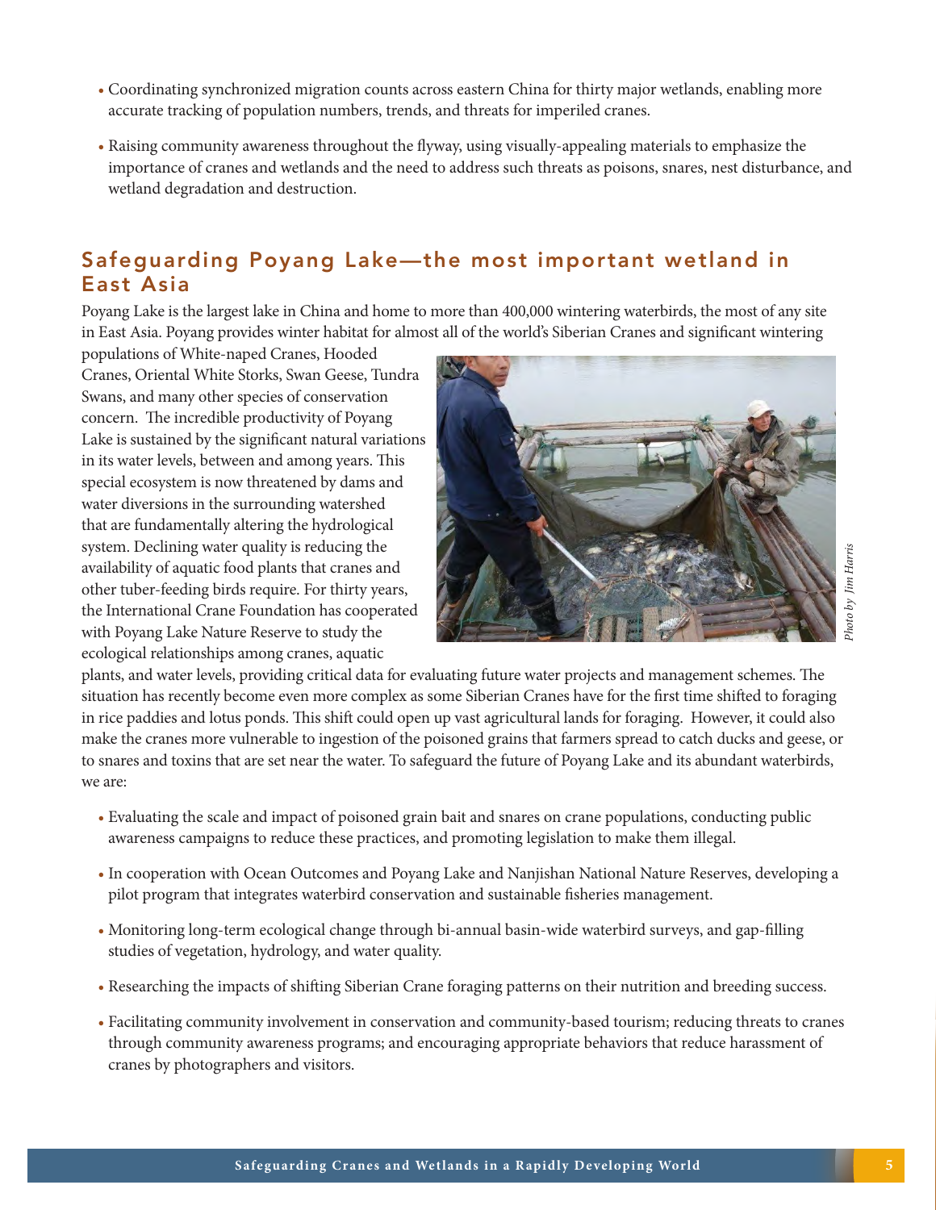- Coordinating synchronized migration counts across eastern China for thirty major wetlands, enabling more accurate tracking of population numbers, trends, and threats for imperiled cranes.
- Raising community awareness throughout the flyway, using visually-appealing materials to emphasize the importance of cranes and wetlands and the need to address such threats as poisons, snares, nest disturbance, and wetland degradation and destruction.

## Safeguarding Poyang Lake—the most important wetland in East Asia

Poyang Lake is the largest lake in China and home to more than 400,000 wintering waterbirds, the most of any site in East Asia. Poyang provides winter habitat for almost all of the world's Siberian Cranes and significant wintering populations of White-naped Cranes, Hooded Cranes, Oriental White Storks, Swan Geese, Tundra Swans, and many other species of conservation concern. The incredible productivity of Poyang Lake is sustained by the significant natural variations in its water levels, between and among years. This special ecosystem is now threatened by dams and water diversions in the surrounding watershed that are fundamentally altering the hydrological system. Declining water quality is reducing the availability of aquatic food plants that cranes and other tuber-feeding birds require. For thirty years, the International Crane Foundation has cooperated with Poyang Lake Nature Reserve to study the ecological relationships among cranes, aquatic plants, and water levels, providing critical data for evaluating future water projects and management schemes. The situation has recently become even more complex as some Siberian Cranes have for the first time shifted to foraging in rice paddies and lotus ponds. This shift could open up vast agricultural lands for foraging. However, it could also make the cranes more vulnerable to ingestion of the poisoned grains that farmers spread to catch ducks and geese, or to snares and toxins that are set near the water. To safeguard the future of Poyang Lake and its abundant waterbirds, we are:

*Photo by Jim Harris*

- Evaluating the scale and impact of poisoned grain bait and snares on crane populations, conducting public awareness campaigns to reduce these practices, and promoting legislation to make them illegal.
- In cooperation with Ocean Outcomes and Poyang Lake and Nanjishan National Nature Reserves, developing a pilot program that integrates waterbird conservation and sustainable fisheries management.
- Monitoring long-term ecological change through bi-annual basin-wide waterbird surveys, and gap-filling studies of vegetation, hydrology, and water quality.
- Researching the impacts of shifting Siberian Crane foraging patterns on their nutrition and breeding success.
- Facilitating community involvement in conservation and community-based tourism; reducing threats to cranes through community awareness programs; and encouraging appropriate behaviors that reduce harassment of cranes by photographers and visitors.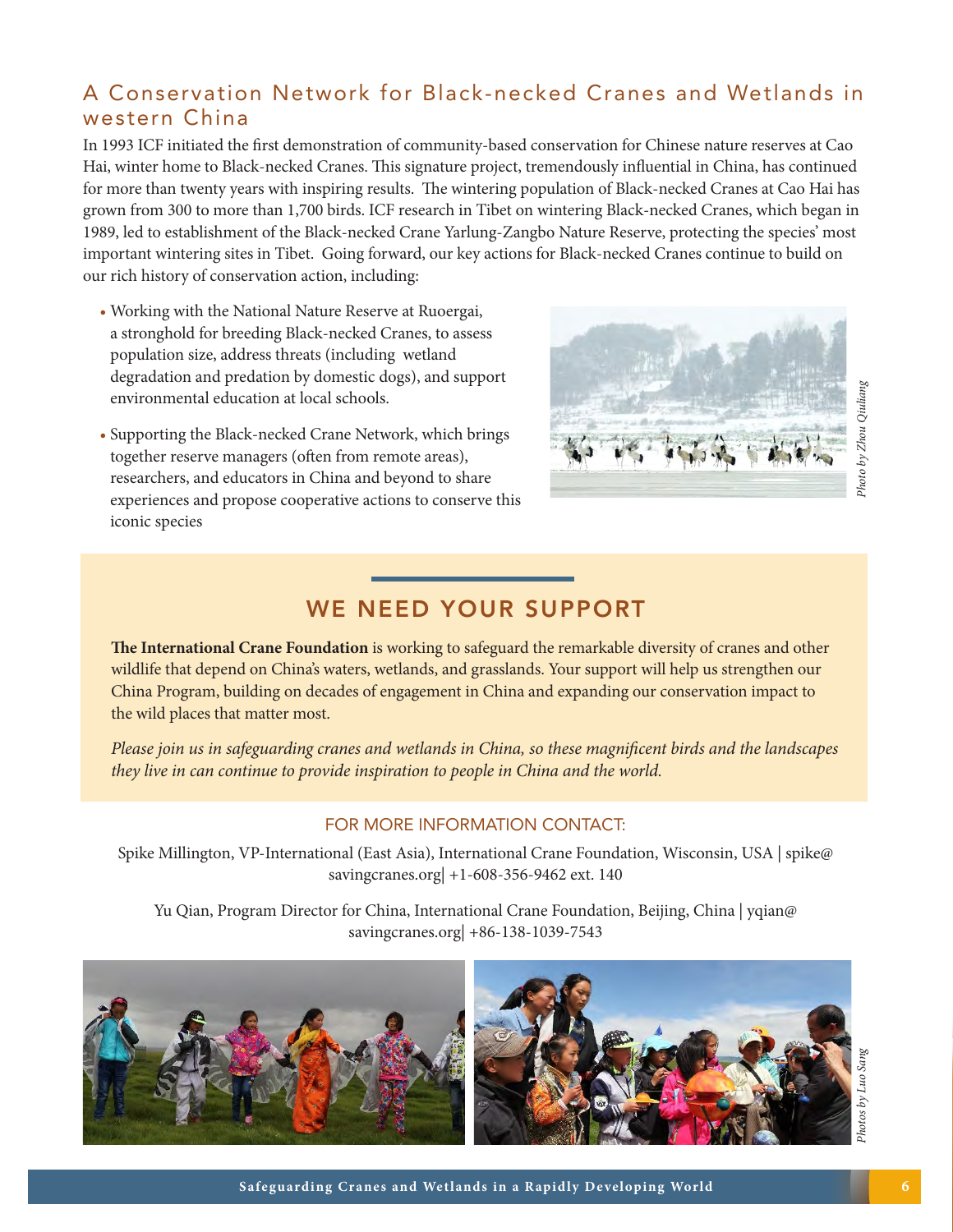## A Conservation Network for Black-necked Cranes and Wetlands in western China

In 1993 ICF initiated the first demonstration of community-based conservation for Chinese nature reserves at Cao Hai, winter home to Black-necked Cranes. This signature project, tremendously influential in China, has continued for more than twenty years with inspiring results. The wintering population of Black-necked Cranes at Cao Hai has grown from 300 to more than 1,700 birds. ICF research in Tibet on wintering Black-necked Cranes, which began in 1989, led to establishment of the Black-necked Crane Yarlung-Zangbo Nature Reserve, protecting the species' most important wintering sites in Tibet. Going forward, our key actions for Black-necked Cranes continue to build on our rich history of conservation action, including:

- Working with the National Nature Reserve at Ruoergai, a stronghold for breeding Black-necked Cranes, to assess population size, address threats (including wetland degradation and predation by domestic dogs), and support environmental education at local schools.
- Supporting the Black-necked Crane Network, which brings together reserve managers (often from remote areas), researchers, and educators in China and beyond to share experiences and propose cooperative actions to conserve this iconic species

*Photo by Zhou Qiuliang*

## WE NEED YOUR SUPPORT

**The International Crane Foundation** is working to safeguard the remarkable diversity of cranes and other wildlife that depend on China's waters, wetlands, and grasslands. Your support will help us strengthen our China Program, building on decades of engagement in China and expanding our conservation impact to the wild places that matter most.

*Please join us in safeguarding cranes and wetlands in China, so these magnificent birds and the landscapes they live in can continue to provide inspiration to people in China and the world.*

### FOR MORE INFORMATION CONTACT:

Spike Millington, VP-International (East Asia), International Crane Foundation, Wisconsin, USA | spike@savingcranes.org| +1-608-356-9462 ext. 140

Yu Qian, Program Director for China, International Crane Foundation, Beijing, China | yqian@savingcranes.org| +86-138-1039-7543

*Photos by Luo Sang*